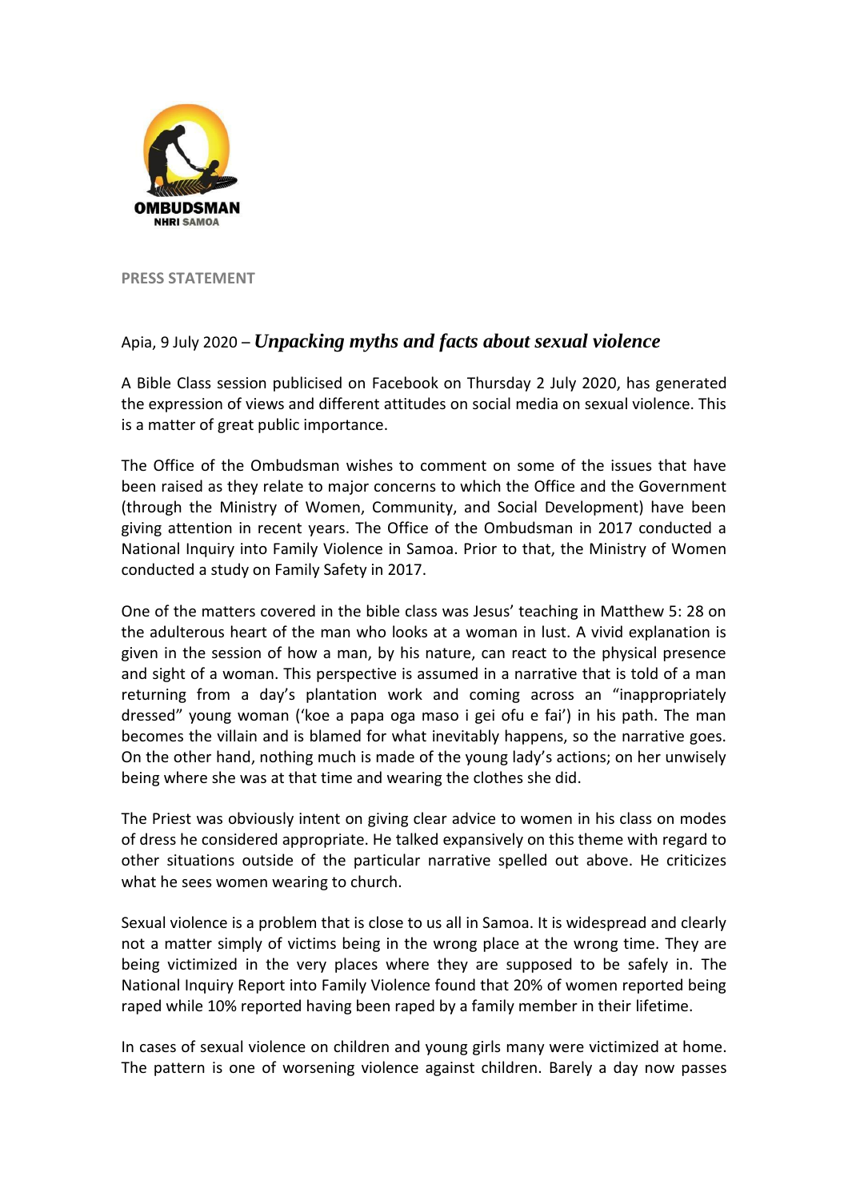**OMBUDSMAN**
**NHRI SAMOA**

**PRESS STATEMENT**

Apia, 9 July 2020 – ***Unpacking myths and facts about sexual violence***

A Bible Class session publicised on Facebook on Thursday 2 July 2020, has generated the expression of views and different attitudes on social media on sexual violence. This is a matter of great public importance.

The Office of the Ombudsman wishes to comment on some of the issues that have been raised as they relate to major concerns to which the Office and the Government (through the Ministry of Women, Community, and Social Development) have been giving attention in recent years. The Office of the Ombudsman in 2017 conducted a National Inquiry into Family Violence in Samoa. Prior to that, the Ministry of Women conducted a study on Family Safety in 2017.

One of the matters covered in the bible class was Jesus' teaching in Matthew 5: 28 on the adulterous heart of the man who looks at a woman in lust. A vivid explanation is given in the session of how a man, by his nature, can react to the physical presence and sight of a woman. This perspective is assumed in a narrative that is told of a man returning from a day's plantation work and coming across an "inappropriately dressed" young woman ('koe a papa oga maso i gei ofu e fai') in his path. The man becomes the villain and is blamed for what inevitably happens, so the narrative goes. On the other hand, nothing much is made of the young lady's actions; on her unwisely being where she was at that time and wearing the clothes she did.

The Priest was obviously intent on giving clear advice to women in his class on modes of dress he considered appropriate. He talked expansively on this theme with regard to other situations outside of the particular narrative spelled out above. He criticizes what he sees women wearing to church.

Sexual violence is a problem that is close to us all in Samoa. It is widespread and clearly not a matter simply of victims being in the wrong place at the wrong time. They are being victimized in the very places where they are supposed to be safely in. The National Inquiry Report into Family Violence found that 20% of women reported being raped while 10% reported having been raped by a family member in their lifetime.

In cases of sexual violence on children and young girls many were victimized at home. The pattern is one of worsening violence against children. Barely a day now passes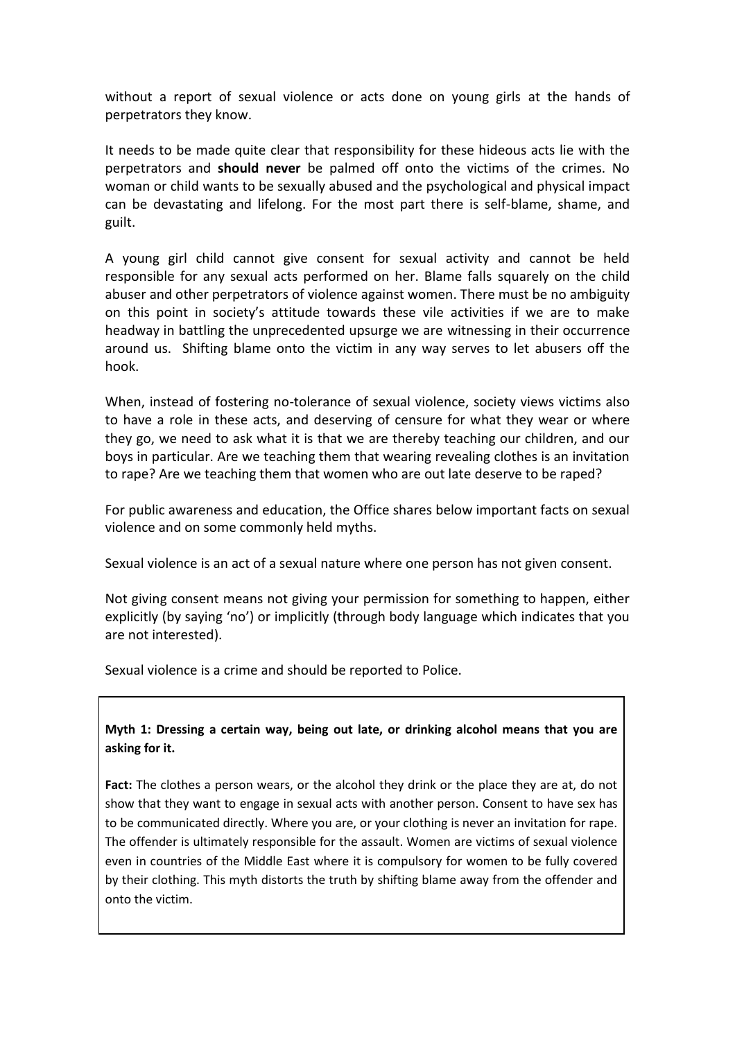without a report of sexual violence or acts done on young girls at the hands of perpetrators they know.

It needs to be made quite clear that responsibility for these hideous acts lie with the perpetrators and **should never** be palmed off onto the victims of the crimes. No woman or child wants to be sexually abused and the psychological and physical impact can be devastating and lifelong. For the most part there is self-blame, shame, and guilt.

A young girl child cannot give consent for sexual activity and cannot be held responsible for any sexual acts performed on her. Blame falls squarely on the child abuser and other perpetrators of violence against women. There must be no ambiguity on this point in society's attitude towards these vile activities if we are to make headway in battling the unprecedented upsurge we are witnessing in their occurrence around us. Shifting blame onto the victim in any way serves to let abusers off the hook.

When, instead of fostering no-tolerance of sexual violence, society views victims also to have a role in these acts, and deserving of censure for what they wear or where they go, we need to ask what it is that we are thereby teaching our children, and our boys in particular. Are we teaching them that wearing revealing clothes is an invitation to rape? Are we teaching them that women who are out late deserve to be raped?

For public awareness and education, the Office shares below important facts on sexual violence and on some commonly held myths.

Sexual violence is an act of a sexual nature where one person has not given consent.

Not giving consent means not giving your permission for something to happen, either explicitly (by saying 'no') or implicitly (through body language which indicates that you are not interested).

Sexual violence is a crime and should be reported to Police.

**Myth 1: Dressing a certain way, being out late, or drinking alcohol means that you are asking for it.**

**Fact:** The clothes a person wears, or the alcohol they drink or the place they are at, do not show that they want to engage in sexual acts with another person. Consent to have sex has to be communicated directly. Where you are, or your clothing is never an invitation for rape. The offender is ultimately responsible for the assault. Women are victims of sexual violence even in countries of the Middle East where it is compulsory for women to be fully covered by their clothing. This myth distorts the truth by shifting blame away from the offender and onto the victim.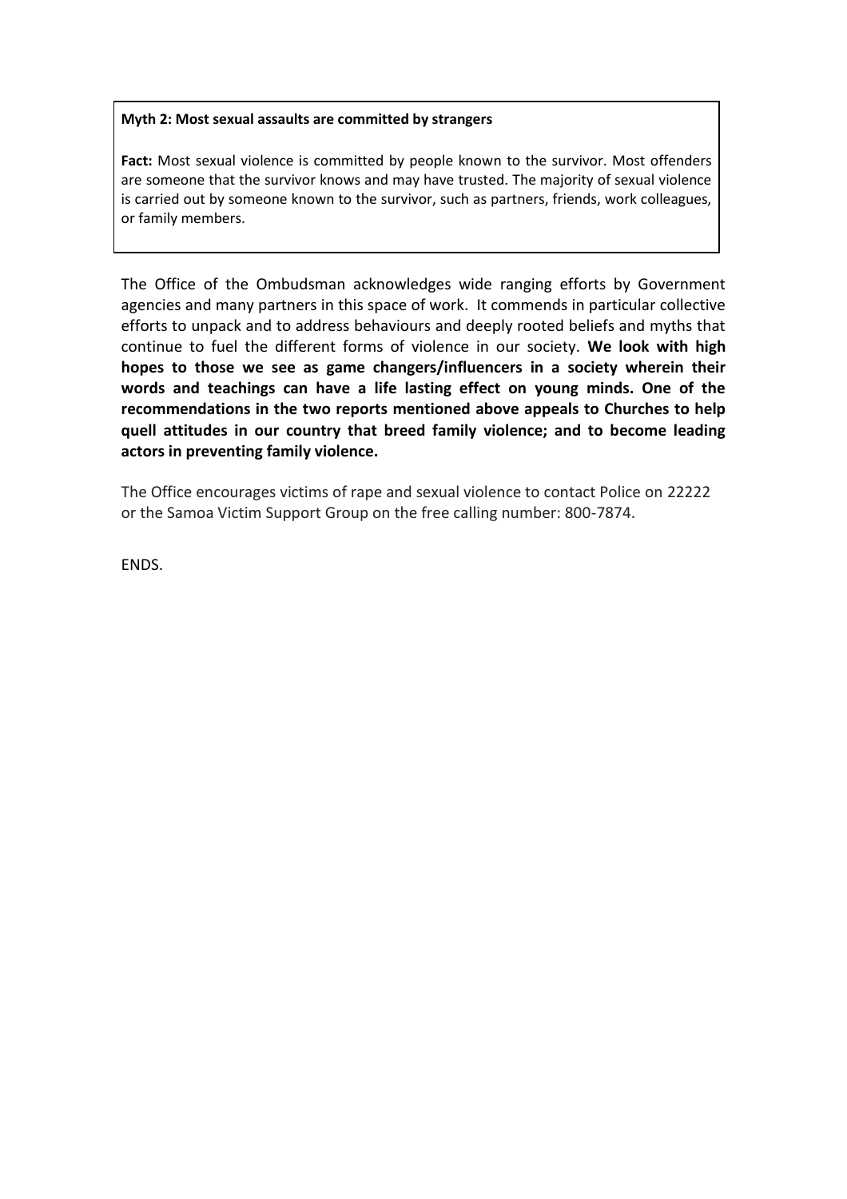**Myth 2: Most sexual assaults are committed by strangers**

**Fact:** Most sexual violence is committed by people known to the survivor. Most offenders are someone that the survivor knows and may have trusted. The majority of sexual violence is carried out by someone known to the survivor, such as partners, friends, work colleagues, or family members.

The Office of the Ombudsman acknowledges wide ranging efforts by Government agencies and many partners in this space of work. It commends in particular collective efforts to unpack and to address behaviours and deeply rooted beliefs and myths that continue to fuel the different forms of violence in our society. **We look with high hopes to those we see as game changers/influencers in a society wherein their words and teachings can have a life lasting effect on young minds. One of the recommendations in the two reports mentioned above appeals to Churches to help quell attitudes in our country that breed family violence; and to become leading actors in preventing family violence.**

The Office encourages victims of rape and sexual violence to contact Police on 22222 or the Samoa Victim Support Group on the free calling number: 800-7874.

ENDS.